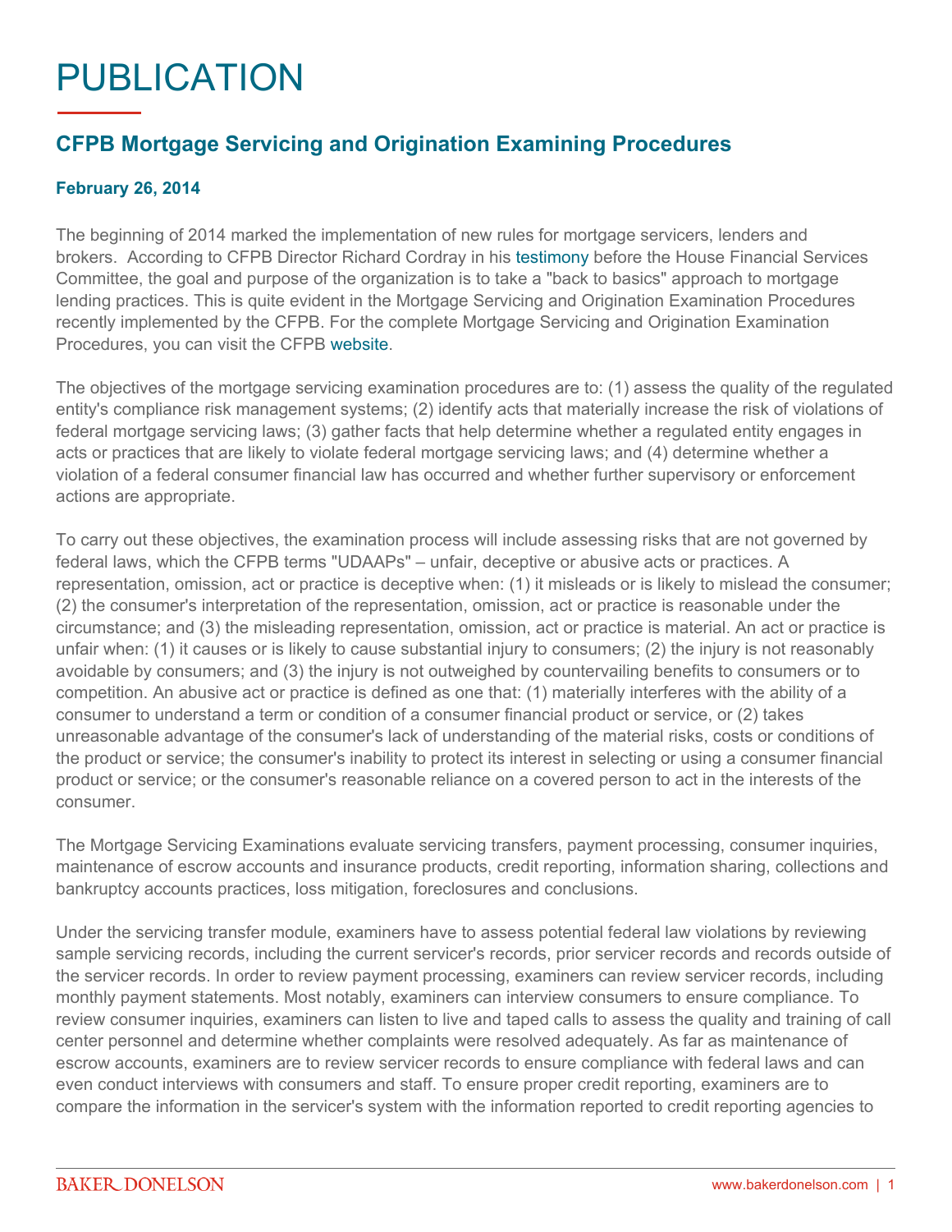# PUBLICATION

## CFPB Mortgage Servicing and Origination Examining Procedures

**February 26, 2014**

The beginning of 2014 marked the implementation of new rules for mortgage servicers, lenders and brokers. According to CFPB Director Richard Cordray in his testimony before the House Financial Services Committee, the goal and purpose of the organization is to take a "back to basics" approach to mortgage lending practices. This is quite evident in the Mortgage Servicing and Origination Examination Procedures recently implemented by the CFPB. For the complete Mortgage Servicing and Origination Examination Procedures, you can visit the CFPB website.

The objectives of the mortgage servicing examination procedures are to: (1) assess the quality of the regulated entity's compliance risk management systems; (2) identify acts that materially increase the risk of violations of federal mortgage servicing laws; (3) gather facts that help determine whether a regulated entity engages in acts or practices that are likely to violate federal mortgage servicing laws; and (4) determine whether a violation of a federal consumer financial law has occurred and whether further supervisory or enforcement actions are appropriate.

To carry out these objectives, the examination process will include assessing risks that are not governed by federal laws, which the CFPB terms "UDAAPs" – unfair, deceptive or abusive acts or practices. A representation, omission, act or practice is deceptive when: (1) it misleads or is likely to mislead the consumer; (2) the consumer's interpretation of the representation, omission, act or practice is reasonable under the circumstance; and (3) the misleading representation, omission, act or practice is material. An act or practice is unfair when: (1) it causes or is likely to cause substantial injury to consumers; (2) the injury is not reasonably avoidable by consumers; and (3) the injury is not outweighed by countervailing benefits to consumers or to competition. An abusive act or practice is defined as one that: (1) materially interferes with the ability of a consumer to understand a term or condition of a consumer financial product or service, or (2) takes unreasonable advantage of the consumer's lack of understanding of the material risks, costs or conditions of the product or service; the consumer's inability to protect its interest in selecting or using a consumer financial product or service; or the consumer's reasonable reliance on a covered person to act in the interests of the consumer.

The Mortgage Servicing Examinations evaluate servicing transfers, payment processing, consumer inquiries, maintenance of escrow accounts and insurance products, credit reporting, information sharing, collections and bankruptcy accounts practices, loss mitigation, foreclosures and conclusions.

Under the servicing transfer module, examiners have to assess potential federal law violations by reviewing sample servicing records, including the current servicer's records, prior servicer records and records outside of the servicer records. In order to review payment processing, examiners can review servicer records, including monthly payment statements. Most notably, examiners can interview consumers to ensure compliance. To review consumer inquiries, examiners can listen to live and taped calls to assess the quality and training of call center personnel and determine whether complaints were resolved adequately. As far as maintenance of escrow accounts, examiners are to review servicer records to ensure compliance with federal laws and can even conduct interviews with consumers and staff. To ensure proper credit reporting, examiners are to compare the information in the servicer's system with the information reported to credit reporting agencies to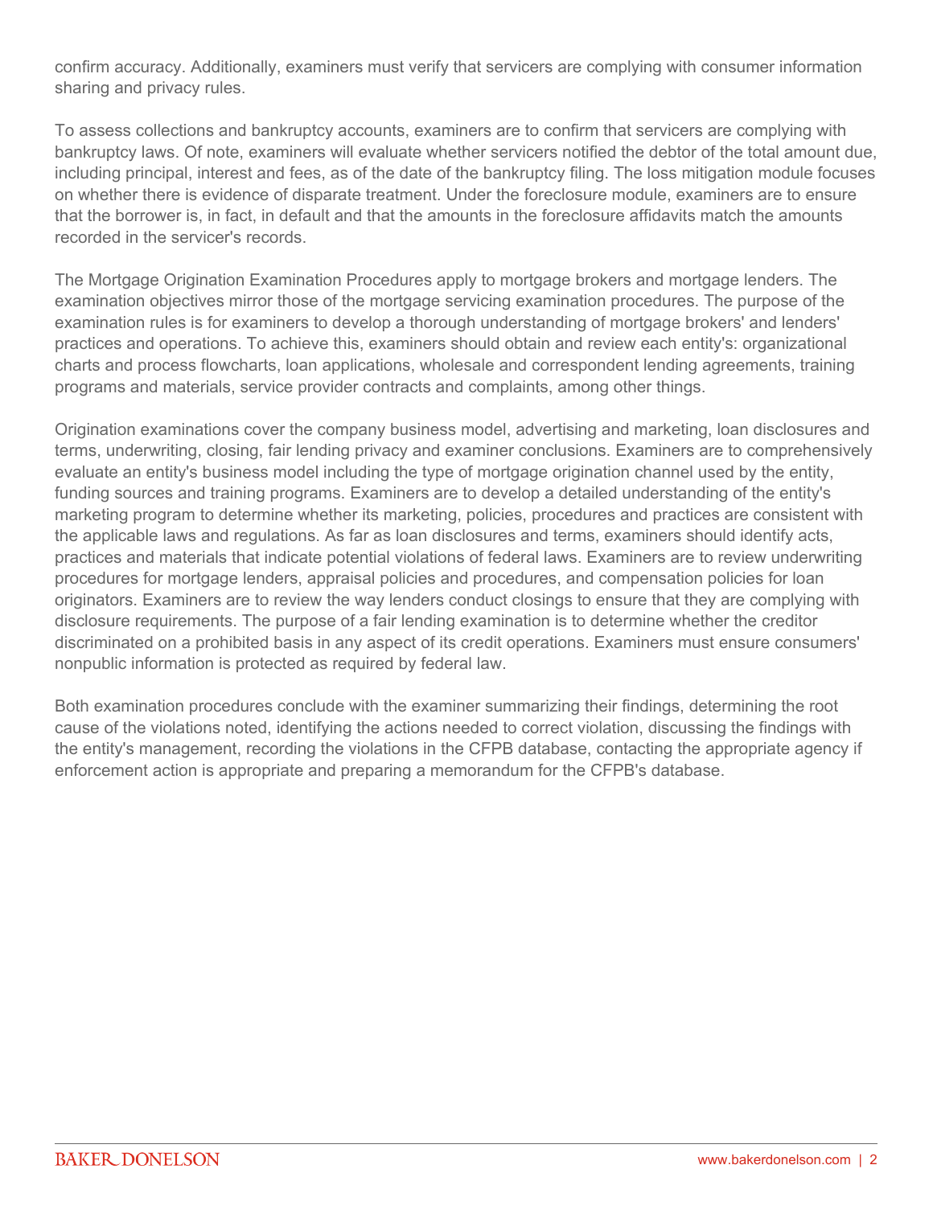confirm accuracy. Additionally, examiners must verify that servicers are complying with consumer information sharing and privacy rules.

To assess collections and bankruptcy accounts, examiners are to confirm that servicers are complying with bankruptcy laws. Of note, examiners will evaluate whether servicers notified the debtor of the total amount due, including principal, interest and fees, as of the date of the bankruptcy filing. The loss mitigation module focuses on whether there is evidence of disparate treatment. Under the foreclosure module, examiners are to ensure that the borrower is, in fact, in default and that the amounts in the foreclosure affidavits match the amounts recorded in the servicer's records.

The Mortgage Origination Examination Procedures apply to mortgage brokers and mortgage lenders. The examination objectives mirror those of the mortgage servicing examination procedures. The purpose of the examination rules is for examiners to develop a thorough understanding of mortgage brokers' and lenders' practices and operations. To achieve this, examiners should obtain and review each entity's: organizational charts and process flowcharts, loan applications, wholesale and correspondent lending agreements, training programs and materials, service provider contracts and complaints, among other things.

Origination examinations cover the company business model, advertising and marketing, loan disclosures and terms, underwriting, closing, fair lending privacy and examiner conclusions. Examiners are to comprehensively evaluate an entity's business model including the type of mortgage origination channel used by the entity, funding sources and training programs. Examiners are to develop a detailed understanding of the entity's marketing program to determine whether its marketing, policies, procedures and practices are consistent with the applicable laws and regulations. As far as loan disclosures and terms, examiners should identify acts, practices and materials that indicate potential violations of federal laws. Examiners are to review underwriting procedures for mortgage lenders, appraisal policies and procedures, and compensation policies for loan originators. Examiners are to review the way lenders conduct closings to ensure that they are complying with disclosure requirements. The purpose of a fair lending examination is to determine whether the creditor discriminated on a prohibited basis in any aspect of its credit operations. Examiners must ensure consumers' nonpublic information is protected as required by federal law.

Both examination procedures conclude with the examiner summarizing their findings, determining the root cause of the violations noted, identifying the actions needed to correct violation, discussing the findings with the entity's management, recording the violations in the CFPB database, contacting the appropriate agency if enforcement action is appropriate and preparing a memorandum for the CFPB's database.